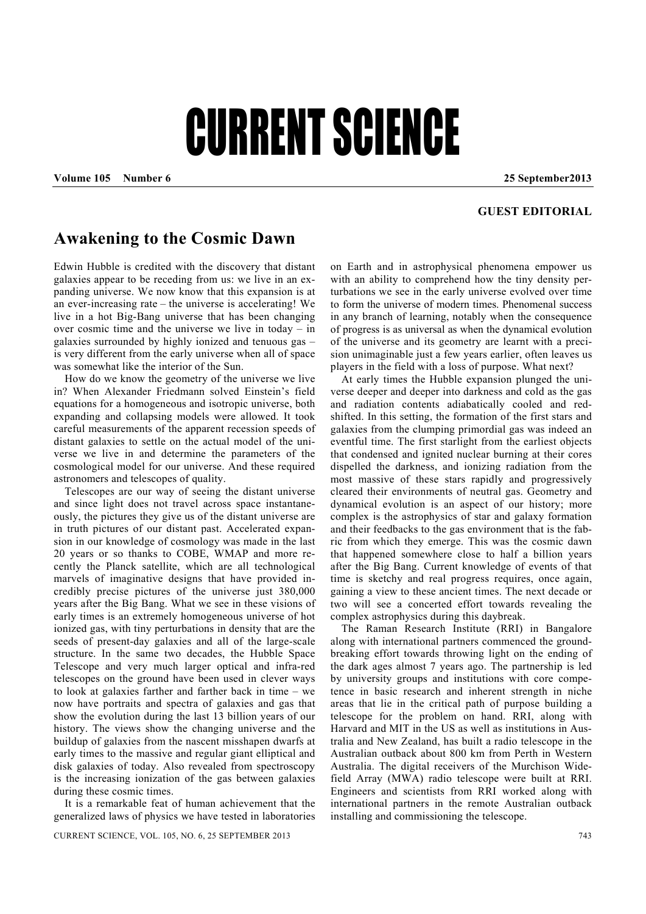# CURRENT SCIENCE

**GUEST EDITORIAL**

## Awakening to the Cosmic Dawn

Edwin Hubble is credited with the discovery that distant galaxies appear to be receding from us: we live in an expanding universe. We now know that this expansion is at an ever-increasing rate – the universe is accelerating! We live in a hot Big-Bang universe that has been changing over cosmic time and the universe we live in today – in galaxies surrounded by highly ionized and tenuous gas – is very different from the early universe when all of space was somewhat like the interior of the Sun.

How do we know the geometry of the universe we live in? When Alexander Friedmann solved Einstein's field equations for a homogeneous and isotropic universe, both expanding and collapsing models were allowed. It took careful measurements of the apparent recession speeds of distant galaxies to settle on the actual model of the universe we live in and determine the parameters of the cosmological model for our universe. And these required astronomers and telescopes of quality.

Telescopes are our way of seeing the distant universe and since light does not travel across space instantaneously, the pictures they give us of the distant universe are in truth pictures of our distant past. Accelerated expansion in our knowledge of cosmology was made in the last 20 years or so thanks to COBE, WMAP and more recently the Planck satellite, which are all technological marvels of imaginative designs that have provided incredibly precise pictures of the universe just 380,000 years after the Big Bang. What we see in these visions of early times is an extremely homogeneous universe of hot ionized gas, with tiny perturbations in density that are the seeds of present-day galaxies and all of the large-scale structure. In the same two decades, the Hubble Space Telescope and very much larger optical and infra-red telescopes on the ground have been used in clever ways to look at galaxies farther and farther back in time – we now have portraits and spectra of galaxies and gas that show the evolution during the last 13 billion years of our history. The views show the changing universe and the buildup of galaxies from the nascent misshapen dwarfs at early times to the massive and regular giant elliptical and disk galaxies of today. Also revealed from spectroscopy is the increasing ionization of the gas between galaxies during these cosmic times.

It is a remarkable feat of human achievement that the generalized laws of physics we have tested in laboratories on Earth and in astrophysical phenomena empower us with an ability to comprehend how the tiny density perturbations we see in the early universe evolved over time to form the universe of modern times. Phenomenal success in any branch of learning, notably when the consequence of progress is as universal as when the dynamical evolution of the universe and its geometry are learnt with a precision unimaginable just a few years earlier, often leaves us players in the field with a loss of purpose. What next?

At early times the Hubble expansion plunged the universe deeper and deeper into darkness and cold as the gas and radiation contents adiabatically cooled and redshifted. In this setting, the formation of the first stars and galaxies from the clumping primordial gas was indeed an eventful time. The first starlight from the earliest objects that condensed and ignited nuclear burning at their cores dispelled the darkness, and ionizing radiation from the most massive of these stars rapidly and progressively cleared their environments of neutral gas. Geometry and dynamical evolution is an aspect of our history; more complex is the astrophysics of star and galaxy formation and their feedbacks to the gas environment that is the fabric from which they emerge. This was the cosmic dawn that happened somewhere close to half a billion years after the Big Bang. Current knowledge of events of that time is sketchy and real progress requires, once again, gaining a view to these ancient times. The next decade or two will see a concerted effort towards revealing the complex astrophysics during this daybreak.

The Raman Research Institute (RRI) in Bangalore along with international partners commenced the ground-breaking effort towards throwing light on the ending of the dark ages almost 7 years ago. The partnership is led by university groups and institutions with core competence in basic research and inherent strength in niche areas that lie in the critical path of purpose building a telescope for the problem on hand. RRI, along with Harvard and MIT in the US as well as institutions in Australia and New Zealand, has built a radio telescope in the Australian outback about 800 km from Perth in Western Australia. The digital receivers of the Murchison Widefield Array (MWA) radio telescope were built at RRI. Engineers and scientists from RRI worked along with international partners in the remote Australian outback installing and commissioning the telescope.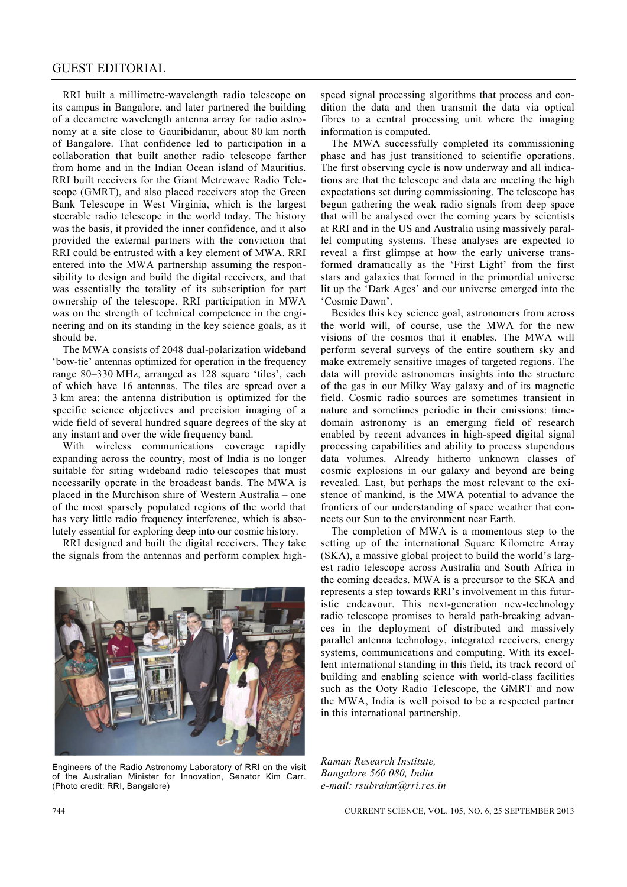RRI built a millimetre-wavelength radio telescope on its campus in Bangalore, and later partnered the building of a decametre wavelength antenna array for radio astronomy at a site close to Gauribidanur, about 80 km north of Bangalore. That confidence led to participation in a collaboration that built another radio telescope farther from home and in the Indian Ocean island of Mauritius. RRI built receivers for the Giant Metrewave Radio Telescope (GMRT), and also placed receivers atop the Green Bank Telescope in West Virginia, which is the largest steerable radio telescope in the world today. The history was the basis, it provided the inner confidence, and it also provided the external partners with the conviction that RRI could be entrusted with a key element of MWA. RRI entered into the MWA partnership assuming the responsibility to design and build the digital receivers, and that was essentially the totality of its subscription for part ownership of the telescope. RRI participation in MWA was on the strength of technical competence in the engineering and on its standing in the key science goals, as it should be.

The MWA consists of 2048 dual-polarization wideband 'bow-tie' antennas optimized for operation in the frequency range 80–330 MHz, arranged as 128 square 'tiles', each of which have 16 antennas. The tiles are spread over a 3 km area: the antenna distribution is optimized for the specific science objectives and precision imaging of a wide field of several hundred square degrees of the sky at any instant and over the wide frequency band.

With wireless communications coverage rapidly expanding across the country, most of India is no longer suitable for siting wideband radio telescopes that must necessarily operate in the broadcast bands. The MWA is placed in the Murchison shire of Western Australia – one of the most sparsely populated regions of the world that has very little radio frequency interference, which is absolutely essential for exploring deep into our cosmic history.

RRI designed and built the digital receivers. They take the signals from the antennas and perform complex high-speed signal processing algorithms that process and condition the data and then transmit the data via optical fibres to a central processing unit where the imaging information is computed.

Engineers of the Radio Astronomy Laboratory of RRI on the visit of the Australian Minister for Innovation, Senator Kim Carr. (Photo credit: RRI, Bangalore)

The MWA successfully completed its commissioning phase and has just transitioned to scientific operations. The first observing cycle is now underway and all indications are that the telescope and data are meeting the high expectations set during commissioning. The telescope has begun gathering the weak radio signals from deep space that will be analysed over the coming years by scientists at RRI and in the US and Australia using massively parallel computing systems. These analyses are expected to reveal a first glimpse at how the early universe transformed dramatically as the 'First Light' from the first stars and galaxies that formed in the primordial universe lit up the 'Dark Ages' and our universe emerged into the 'Cosmic Dawn'.

Besides this key science goal, astronomers from across the world will, of course, use the MWA for the new visions of the cosmos that it enables. The MWA will perform several surveys of the entire southern sky and make extremely sensitive images of targeted regions. The data will provide astronomers insights into the structure of the gas in our Milky Way galaxy and of its magnetic field. Cosmic radio sources are sometimes transient in nature and sometimes periodic in their emissions: time-domain astronomy is an emerging field of research enabled by recent advances in high-speed digital signal processing capabilities and ability to process stupendous data volumes. Already hitherto unknown classes of cosmic explosions in our galaxy and beyond are being revealed. Last, but perhaps the most relevant to the existence of mankind, is the MWA potential to advance the frontiers of our understanding of space weather that connects our Sun to the environment near Earth.

The completion of MWA is a momentous step to the setting up of the international Square Kilometre Array (SKA), a massive global project to build the world's largest radio telescope across Australia and South Africa in the coming decades. MWA is a precursor to the SKA and represents a step towards RRI's involvement in this futuristic endeavour. This next-generation new-technology radio telescope promises to herald path-breaking advances in the deployment of distributed and massively parallel antenna technology, integrated receivers, energy systems, communications and computing. With its excellent international standing in this field, its track record of building and enabling science with world-class facilities such as the Ooty Radio Telescope, the GMRT and now the MWA, India is well poised to be a respected partner in this international partnership.

*Raman Research Institute,*
*Bangalore 560 080, India*
*e-mail: rsubrahm@rri.res.in*